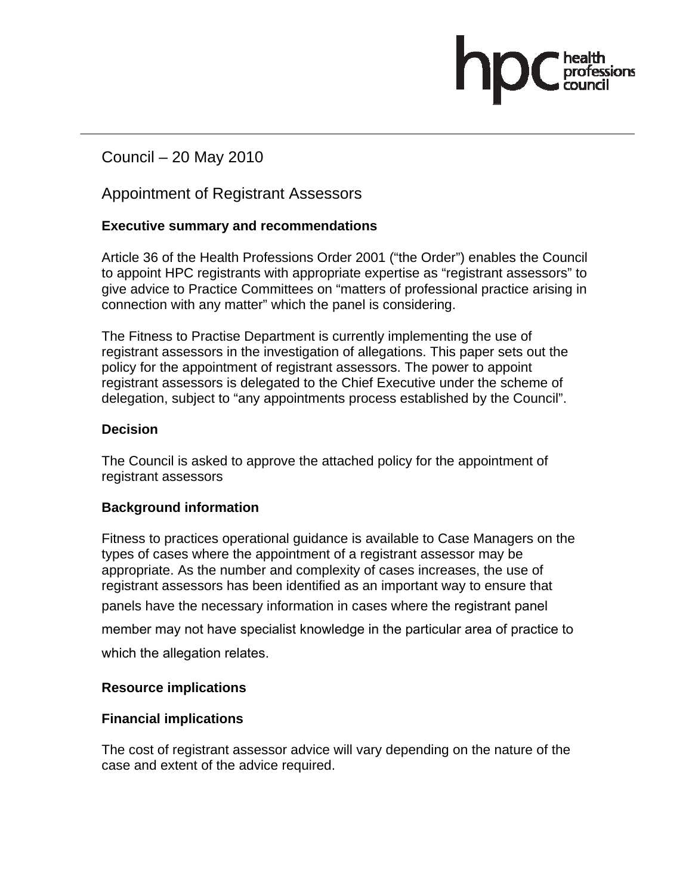Council – 20 May 2010

# Appointment of Registrant Assessors

**Executive summary and recommendations**

Article 36 of the Health Professions Order 2001 ("the Order") enables the Council to appoint HPC registrants with appropriate expertise as "registrant assessors" to give advice to Practice Committees on "matters of professional practice arising in connection with any matter" which the panel is considering.

The Fitness to Practise Department is currently implementing the use of registrant assessors in the investigation of allegations. This paper sets out the policy for the appointment of registrant assessors. The power to appoint registrant assessors is delegated to the Chief Executive under the scheme of delegation, subject to "any appointments process established by the Council".

**Decision**

The Council is asked to approve the attached policy for the appointment of registrant assessors

**Background information**

Fitness to practices operational guidance is available to Case Managers on the types of cases where the appointment of a registrant assessor may be appropriate. As the number and complexity of cases increases, the use of registrant assessors has been identified as an important way to ensure that panels have the necessary information in cases where the registrant panel member may not have specialist knowledge in the particular area of practice to which the allegation relates.

**Resource implications**

**Financial implications**

The cost of registrant assessor advice will vary depending on the nature of the case and extent of the advice required.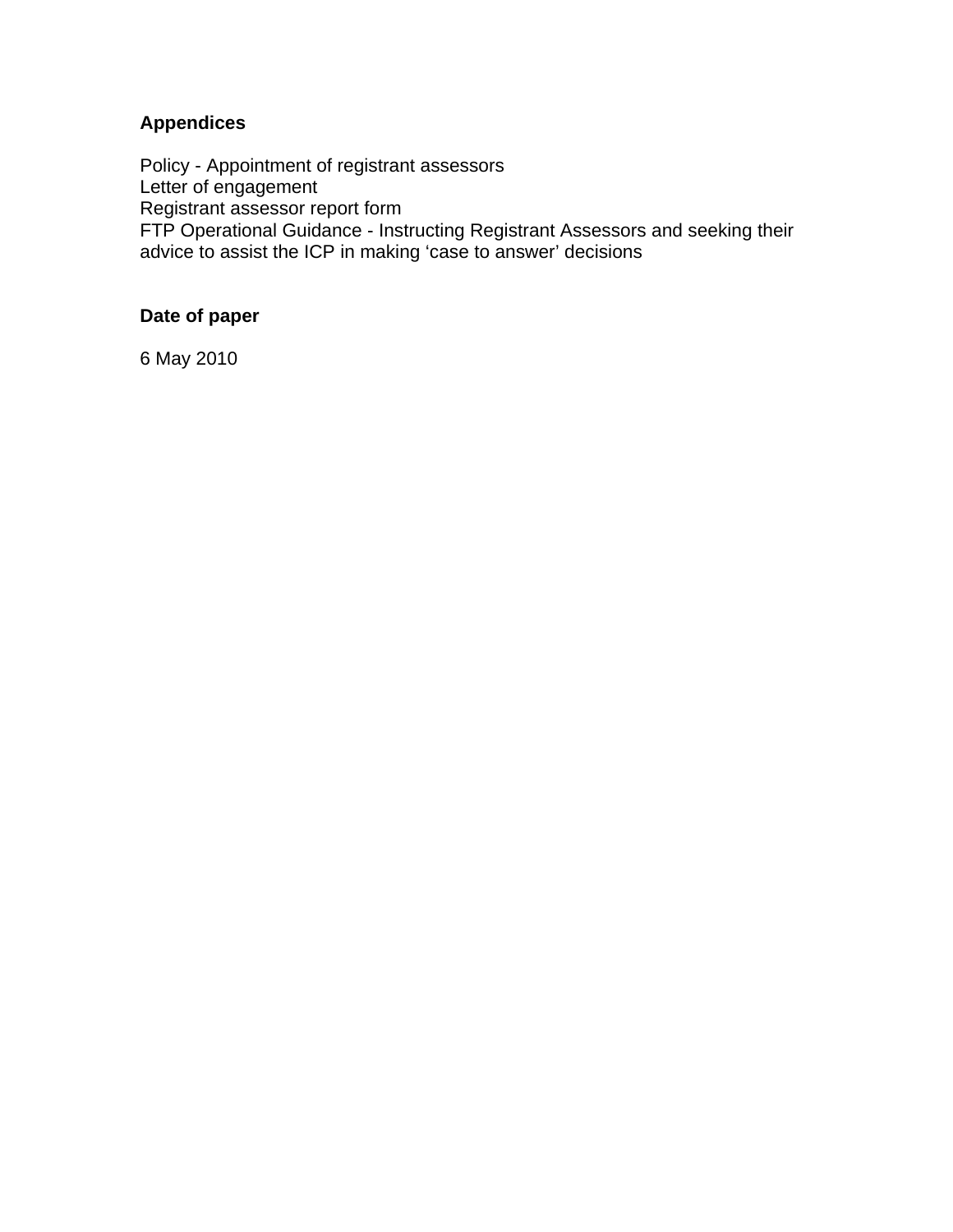**Appendices**

Policy - Appointment of registrant assessors
Letter of engagement
Registrant assessor report form
FTP Operational Guidance - Instructing Registrant Assessors and seeking their advice to assist the ICP in making 'case to answer' decisions

**Date of paper**

6 May 2010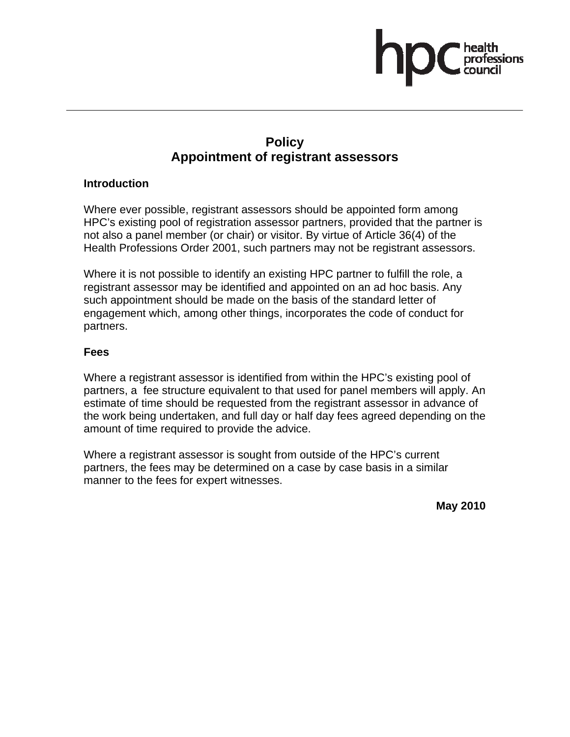# Policy
# Appointment of registrant assessors

**Introduction**

Where ever possible, registrant assessors should be appointed form among HPC's existing pool of registration assessor partners, provided that the partner is not also a panel member (or chair) or visitor. By virtue of Article 36(4) of the Health Professions Order 2001, such partners may not be registrant assessors.

Where it is not possible to identify an existing HPC partner to fulfill the role, a registrant assessor may be identified and appointed on an ad hoc basis. Any such appointment should be made on the basis of the standard letter of engagement which, among other things, incorporates the code of conduct for partners.

**Fees**

Where a registrant assessor is identified from within the HPC's existing pool of partners, a fee structure equivalent to that used for panel members will apply. An estimate of time should be requested from the registrant assessor in advance of the work being undertaken, and full day or half day fees agreed depending on the amount of time required to provide the advice.

Where a registrant assessor is sought from outside of the HPC's current partners, the fees may be determined on a case by case basis in a similar manner to the fees for expert witnesses.

**May 2010**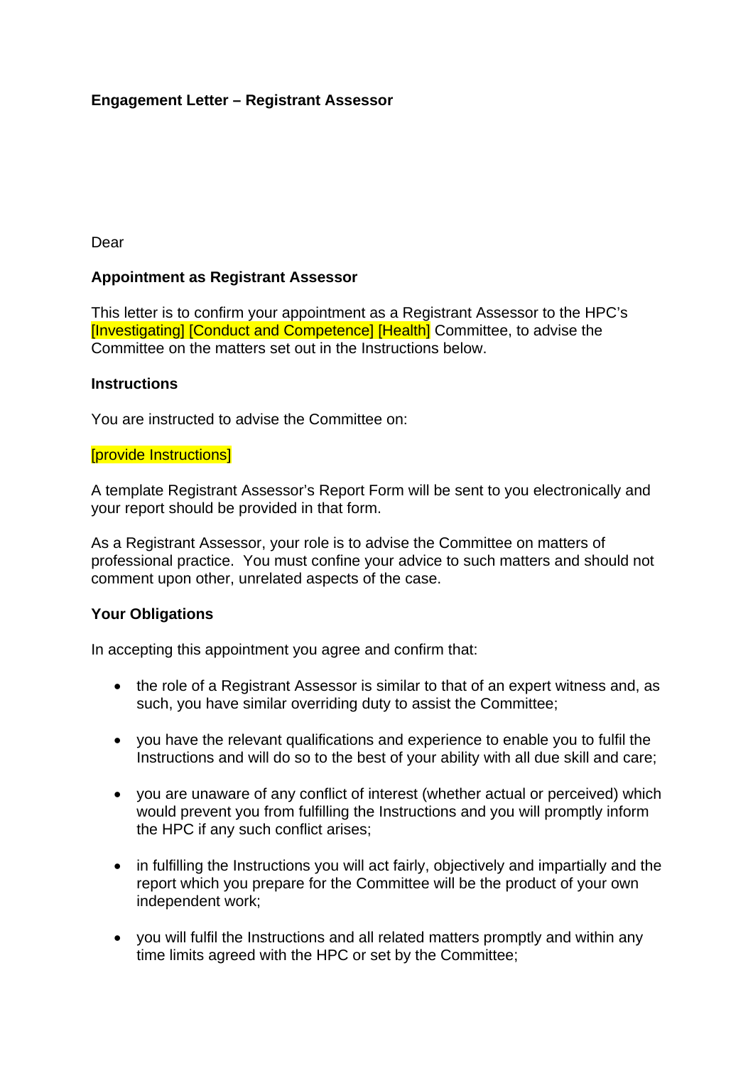**Engagement Letter – Registrant Assessor**

Dear

**Appointment as Registrant Assessor**

This letter is to confirm your appointment as a Registrant Assessor to the HPC's [Investigating] [Conduct and Competence] [Health] Committee, to advise the Committee on the matters set out in the Instructions below.

**Instructions**

You are instructed to advise the Committee on:

[provide Instructions]

A template Registrant Assessor's Report Form will be sent to you electronically and your report should be provided in that form.

As a Registrant Assessor, your role is to advise the Committee on matters of professional practice. You must confine your advice to such matters and should not comment upon other, unrelated aspects of the case.

**Your Obligations**

In accepting this appointment you agree and confirm that:

- the role of a Registrant Assessor is similar to that of an expert witness and, as such, you have similar overriding duty to assist the Committee;
- you have the relevant qualifications and experience to enable you to fulfil the Instructions and will do so to the best of your ability with all due skill and care;
- you are unaware of any conflict of interest (whether actual or perceived) which would prevent you from fulfilling the Instructions and you will promptly inform the HPC if any such conflict arises;
- in fulfilling the Instructions you will act fairly, objectively and impartially and the report which you prepare for the Committee will be the product of your own independent work;
- you will fulfil the Instructions and all related matters promptly and within any time limits agreed with the HPC or set by the Committee;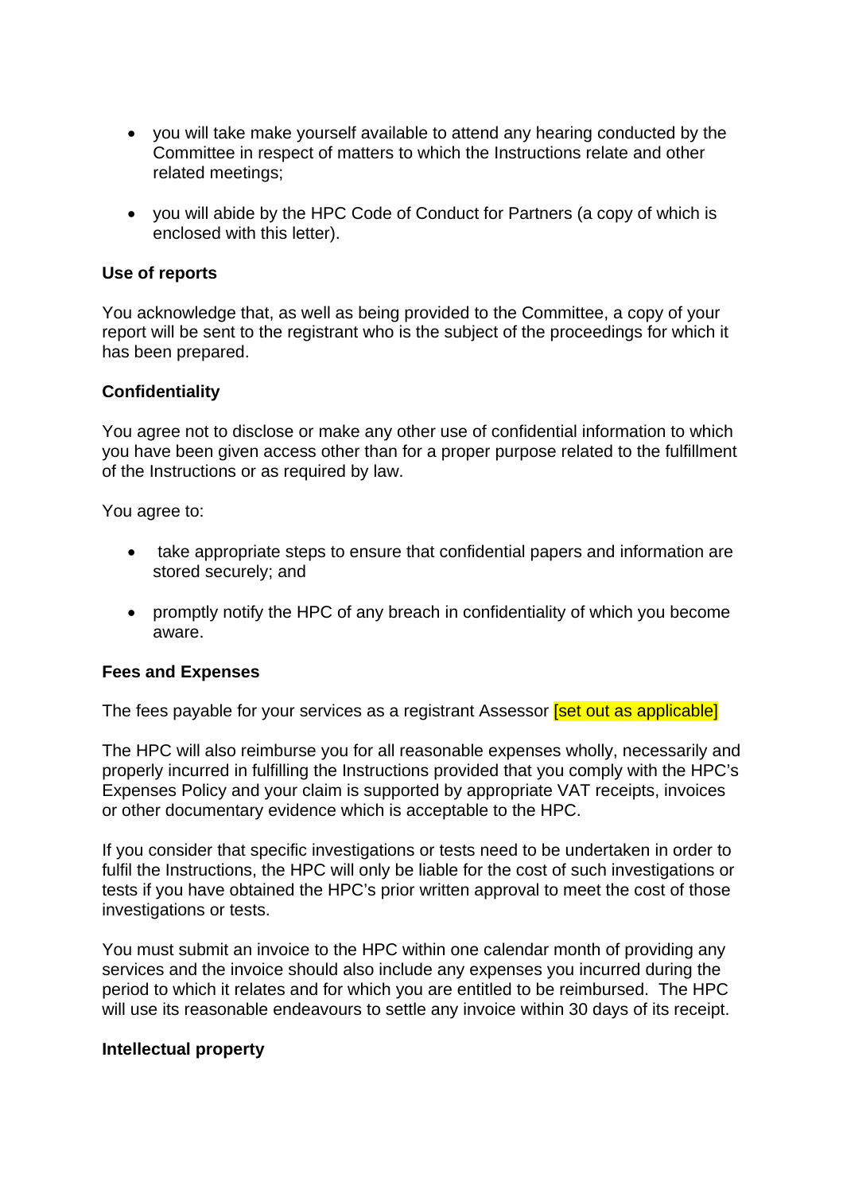- you will take make yourself available to attend any hearing conducted by the Committee in respect of matters to which the Instructions relate and other related meetings;

- you will abide by the HPC Code of Conduct for Partners (a copy of which is enclosed with this letter).

**Use of reports**

You acknowledge that, as well as being provided to the Committee, a copy of your report will be sent to the registrant who is the subject of the proceedings for which it has been prepared.

**Confidentiality**

You agree not to disclose or make any other use of confidential information to which you have been given access other than for a proper purpose related to the fulfillment of the Instructions or as required by law.

You agree to:

- take appropriate steps to ensure that confidential papers and information are stored securely; and

- promptly notify the HPC of any breach in confidentiality of which you become aware.

**Fees and Expenses**

The fees payable for your services as a registrant Assessor [set out as applicable]

The HPC will also reimburse you for all reasonable expenses wholly, necessarily and properly incurred in fulfilling the Instructions provided that you comply with the HPC's Expenses Policy and your claim is supported by appropriate VAT receipts, invoices or other documentary evidence which is acceptable to the HPC.

If you consider that specific investigations or tests need to be undertaken in order to fulfil the Instructions, the HPC will only be liable for the cost of such investigations or tests if you have obtained the HPC's prior written approval to meet the cost of those investigations or tests.

You must submit an invoice to the HPC within one calendar month of providing any services and the invoice should also include any expenses you incurred during the period to which it relates and for which you are entitled to be reimbursed. The HPC will use its reasonable endeavours to settle any invoice within 30 days of its receipt.

**Intellectual property**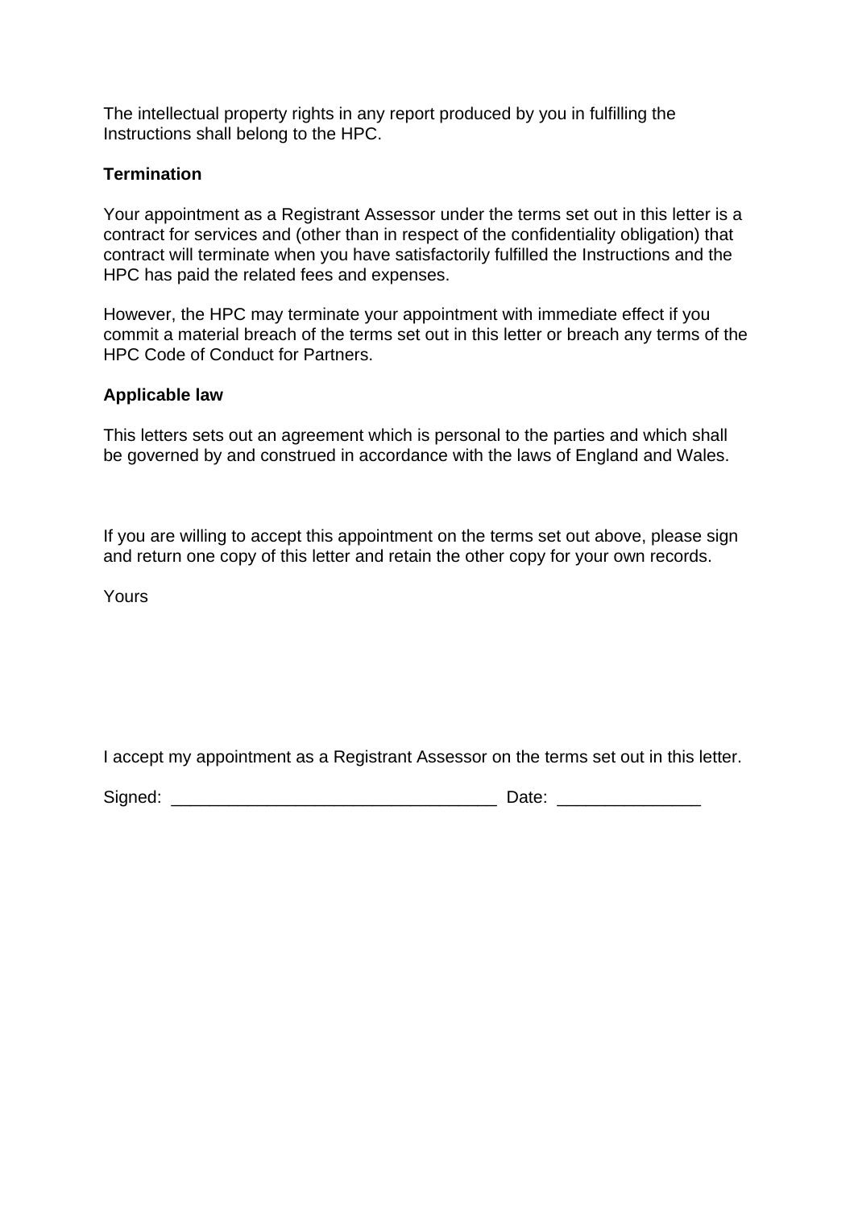The intellectual property rights in any report produced by you in fulfilling the Instructions shall belong to the HPC.

**Termination**

Your appointment as a Registrant Assessor under the terms set out in this letter is a contract for services and (other than in respect of the confidentiality obligation) that contract will terminate when you have satisfactorily fulfilled the Instructions and the HPC has paid the related fees and expenses.

However, the HPC may terminate your appointment with immediate effect if you commit a material breach of the terms set out in this letter or breach any terms of the HPC Code of Conduct for Partners.

**Applicable law**

This letters sets out an agreement which is personal to the parties and which shall be governed by and construed in accordance with the laws of England and Wales.

If you are willing to accept this appointment on the terms set out above, please sign and return one copy of this letter and retain the other copy for your own records.

Yours

I accept my appointment as a Registrant Assessor on the terms set out in this letter.

Signed: __________________________________ Date: _______________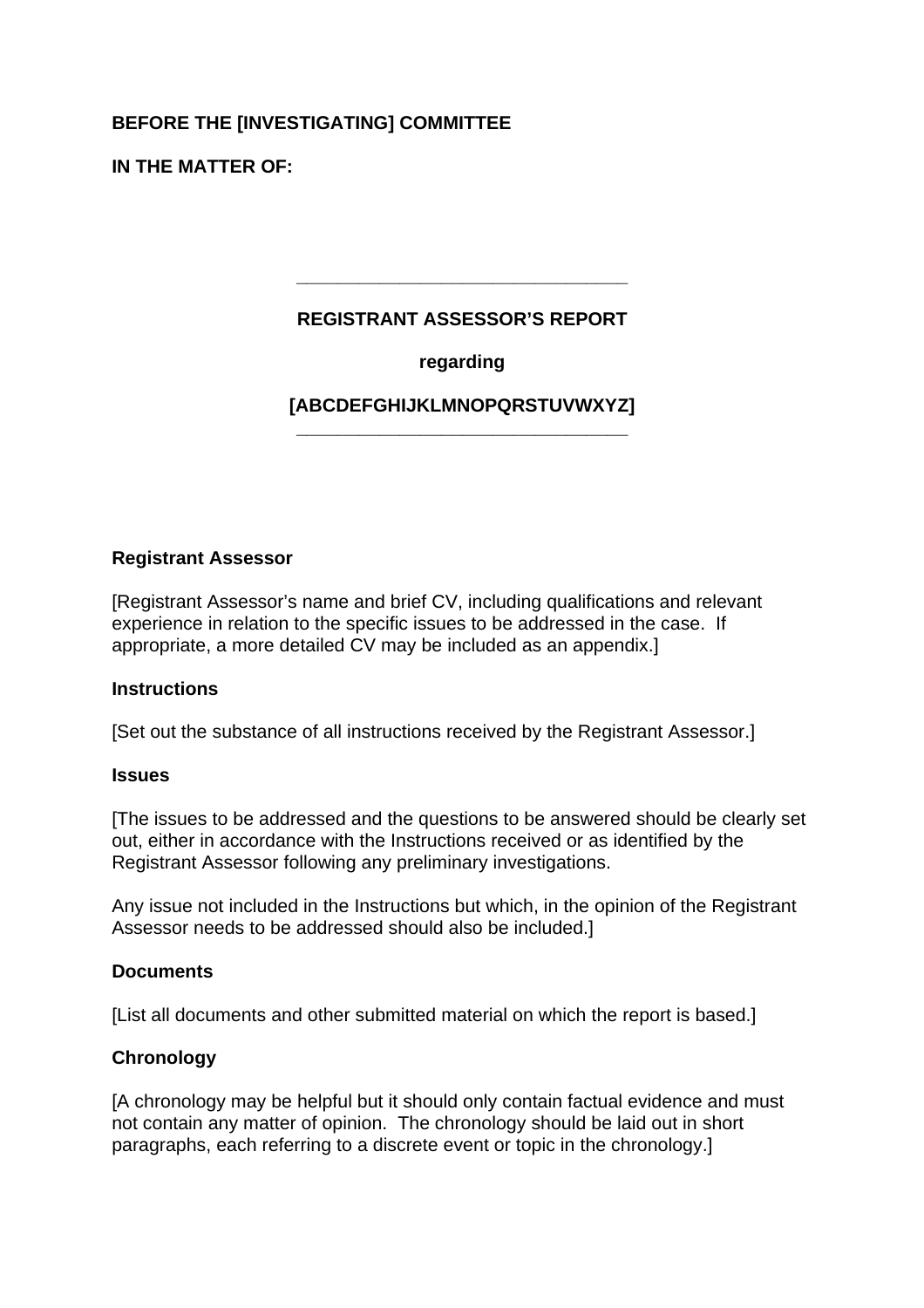**BEFORE THE [INVESTIGATING] COMMITTEE**

**IN THE MATTER OF:**

---

**REGISTRANT ASSESSOR'S REPORT**

**regarding**

**[ABCDEFGHIJKLMNOPQRSTUVWXYZ]**

---

**Registrant Assessor**

[Registrant Assessor's name and brief CV, including qualifications and relevant experience in relation to the specific issues to be addressed in the case. If appropriate, a more detailed CV may be included as an appendix.]

**Instructions**

[Set out the substance of all instructions received by the Registrant Assessor.]

**Issues**

[The issues to be addressed and the questions to be answered should be clearly set out, either in accordance with the Instructions received or as identified by the Registrant Assessor following any preliminary investigations.

Any issue not included in the Instructions but which, in the opinion of the Registrant Assessor needs to be addressed should also be included.]

**Documents**

[List all documents and other submitted material on which the report is based.]

**Chronology**

[A chronology may be helpful but it should only contain factual evidence and must not contain any matter of opinion. The chronology should be laid out in short paragraphs, each referring to a discrete event or topic in the chronology.]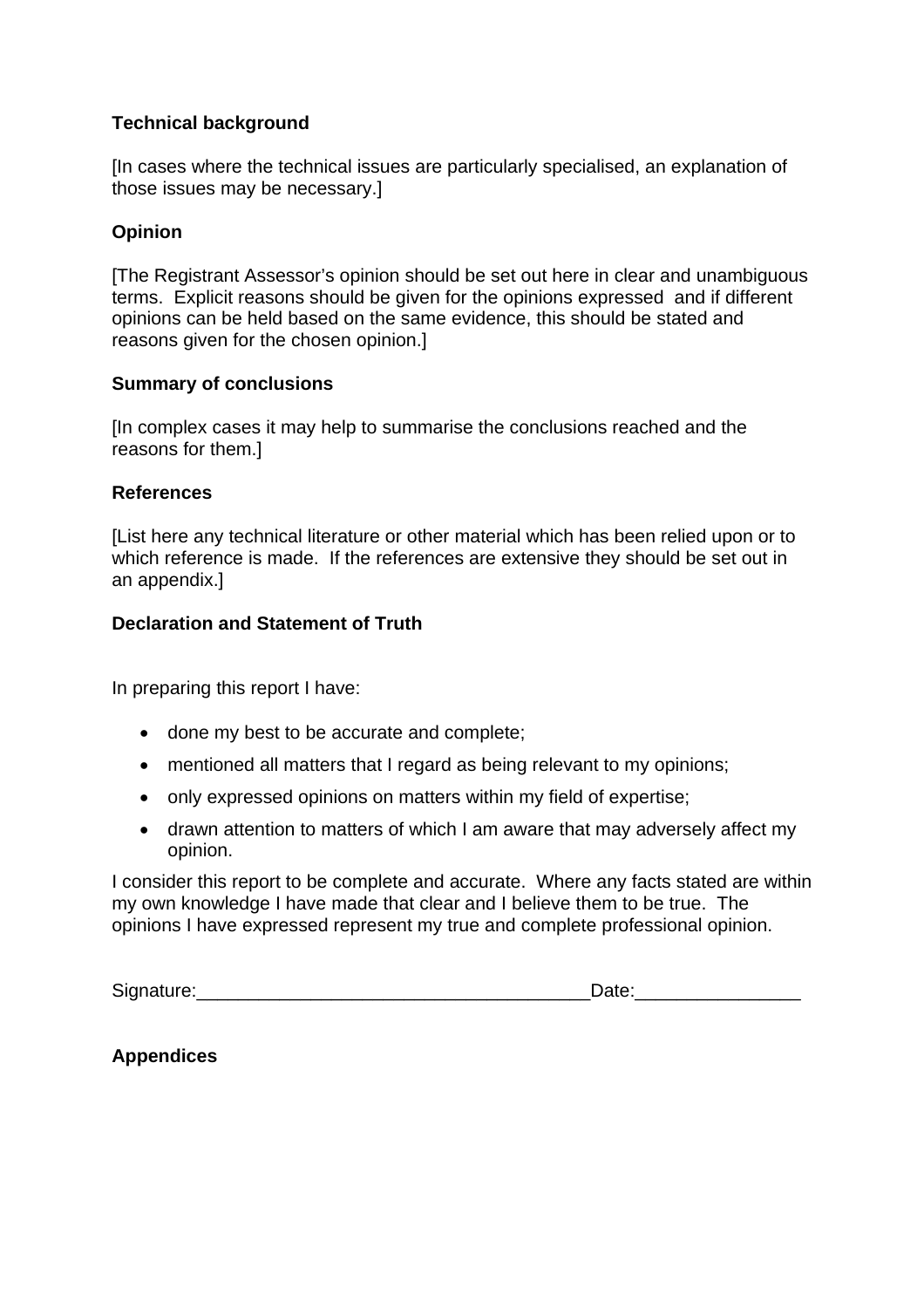**Technical background**

[In cases where the technical issues are particularly specialised, an explanation of those issues may be necessary.]

**Opinion**

[The Registrant Assessor's opinion should be set out here in clear and unambiguous terms. Explicit reasons should be given for the opinions expressed and if different opinions can be held based on the same evidence, this should be stated and reasons given for the chosen opinion.]

**Summary of conclusions**

[In complex cases it may help to summarise the conclusions reached and the reasons for them.]

**References**

[List here any technical literature or other material which has been relied upon or to which reference is made. If the references are extensive they should be set out in an appendix.]

**Declaration and Statement of Truth**

In preparing this report I have:

- done my best to be accurate and complete;
- mentioned all matters that I regard as being relevant to my opinions;
- only expressed opinions on matters within my field of expertise;
- drawn attention to matters of which I am aware that may adversely affect my opinion.

I consider this report to be complete and accurate. Where any facts stated are within my own knowledge I have made that clear and I believe them to be true. The opinions I have expressed represent my true and complete professional opinion.

Signature:_____________________________________Date:________________

**Appendices**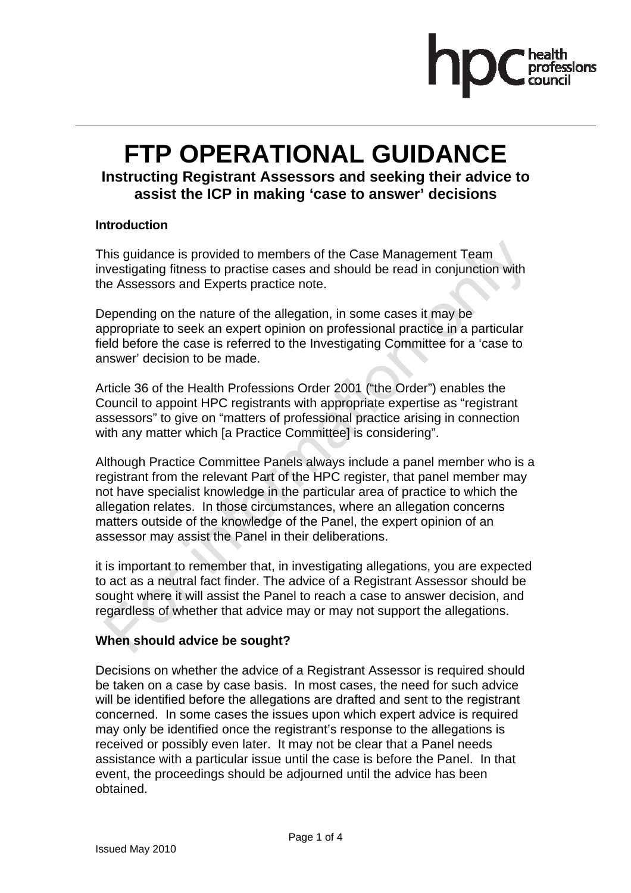# FTP OPERATIONAL GUIDANCE

## Instructing Registrant Assessors and seeking their advice to assist the ICP in making 'case to answer' decisions

### Introduction

This guidance is provided to members of the Case Management Team investigating fitness to practise cases and should be read in conjunction with the Assessors and Experts practice note.

Depending on the nature of the allegation, in some cases it may be appropriate to seek an expert opinion on professional practice in a particular field before the case is referred to the Investigating Committee for a 'case to answer' decision to be made.

Article 36 of the Health Professions Order 2001 ("the Order") enables the Council to appoint HPC registrants with appropriate expertise as "registrant assessors" to give on "matters of professional practice arising in connection with any matter which [a Practice Committee] is considering".

Although Practice Committee Panels always include a panel member who is a registrant from the relevant Part of the HPC register, that panel member may not have specialist knowledge in the particular area of practice to which the allegation relates. In those circumstances, where an allegation concerns matters outside of the knowledge of the Panel, the expert opinion of an assessor may assist the Panel in their deliberations.

it is important to remember that, in investigating allegations, you are expected to act as a neutral fact finder. The advice of a Registrant Assessor should be sought where it will assist the Panel to reach a case to answer decision, and regardless of whether that advice may or may not support the allegations.

### When should advice be sought?

Decisions on whether the advice of a Registrant Assessor is required should be taken on a case by case basis. In most cases, the need for such advice will be identified before the allegations are drafted and sent to the registrant concerned. In some cases the issues upon which expert advice is required may only be identified once the registrant's response to the allegations is received or possibly even later. It may not be clear that a Panel needs assistance with a particular issue until the case is before the Panel. In that event, the proceedings should be adjourned until the advice has been obtained.

Issued May 2010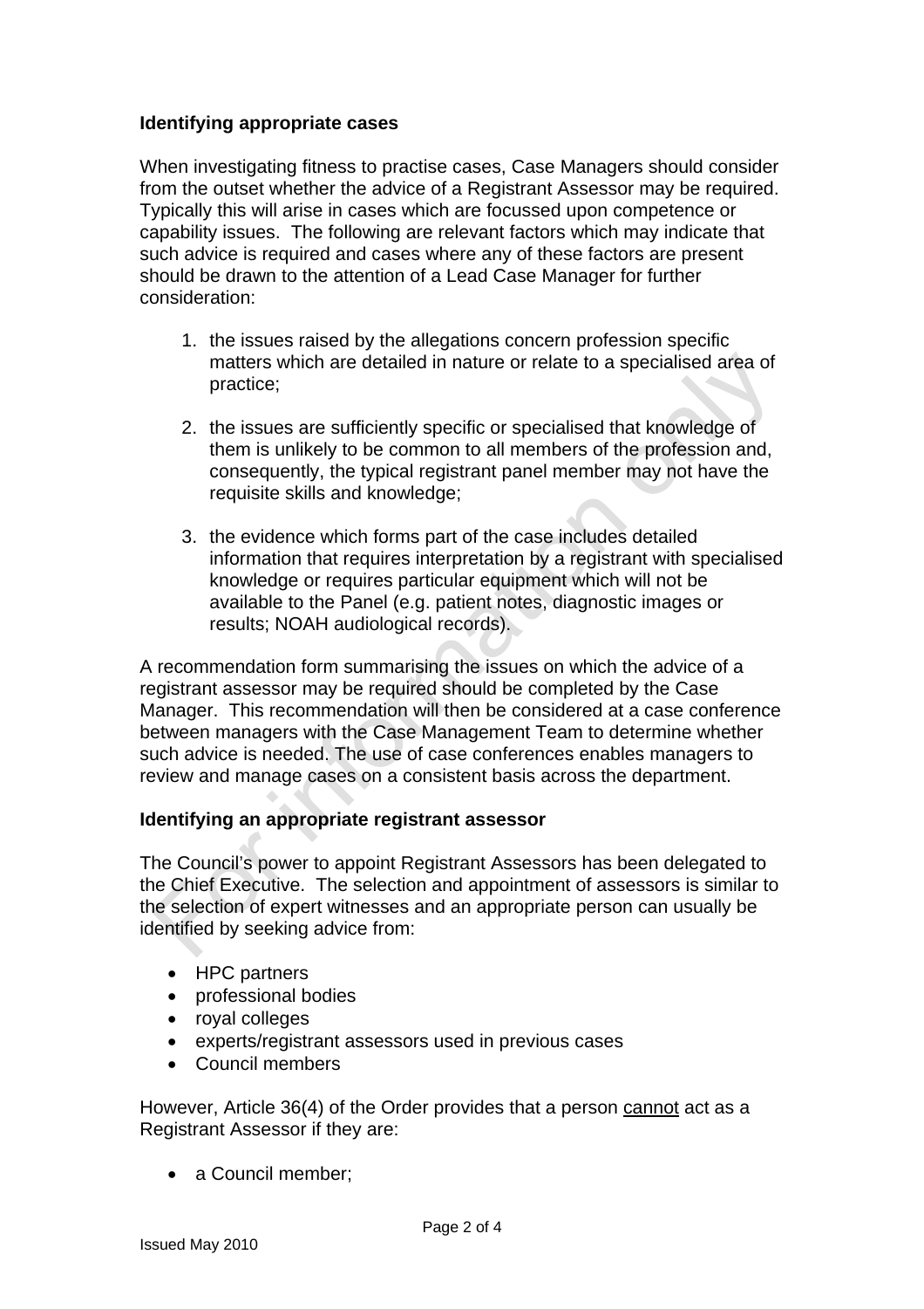### Identifying appropriate cases

When investigating fitness to practise cases, Case Managers should consider from the outset whether the advice of a Registrant Assessor may be required. Typically this will arise in cases which are focussed upon competence or capability issues. The following are relevant factors which may indicate that such advice is required and cases where any of these factors are present should be drawn to the attention of a Lead Case Manager for further consideration:

1. the issues raised by the allegations concern profession specific matters which are detailed in nature or relate to a specialised area of practice;

2. the issues are sufficiently specific or specialised that knowledge of them is unlikely to be common to all members of the profession and, consequently, the typical registrant panel member may not have the requisite skills and knowledge;

3. the evidence which forms part of the case includes detailed information that requires interpretation by a registrant with specialised knowledge or requires particular equipment which will not be available to the Panel (e.g. patient notes, diagnostic images or results; NOAH audiological records).

A recommendation form summarising the issues on which the advice of a registrant assessor may be required should be completed by the Case Manager. This recommendation will then be considered at a case conference between managers with the Case Management Team to determine whether such advice is needed. The use of case conferences enables managers to review and manage cases on a consistent basis across the department.

### Identifying an appropriate registrant assessor

The Council's power to appoint Registrant Assessors has been delegated to the Chief Executive. The selection and appointment of assessors is similar to the selection of expert witnesses and an appropriate person can usually be identified by seeking advice from:

- HPC partners
- professional bodies
- royal colleges
- experts/registrant assessors used in previous cases
- Council members

However, Article 36(4) of the Order provides that a person <u>cannot</u> act as a Registrant Assessor if they are:

- a Council member;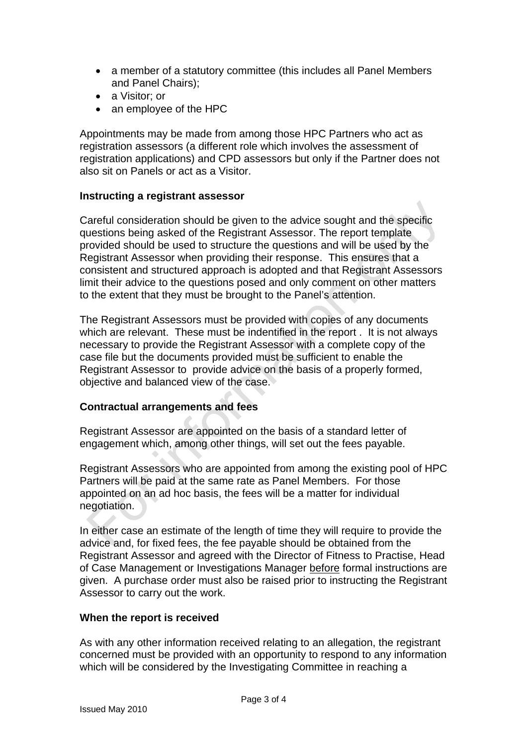- a member of a statutory committee (this includes all Panel Members and Panel Chairs);
- a Visitor; or
- an employee of the HPC

Appointments may be made from among those HPC Partners who act as registration assessors (a different role which involves the assessment of registration applications) and CPD assessors but only if the Partner does not also sit on Panels or act as a Visitor.

**Instructing a registrant assessor**

Careful consideration should be given to the advice sought and the specific questions being asked of the Registrant Assessor. The report template provided should be used to structure the questions and will be used by the Registrant Assessor when providing their response. This ensures that a consistent and structured approach is adopted and that Registrant Assessors limit their advice to the questions posed and only comment on other matters to the extent that they must be brought to the Panel's attention.

The Registrant Assessors must be provided with copies of any documents which are relevant. These must be indentified in the report . It is not always necessary to provide the Registrant Assessor with a complete copy of the case file but the documents provided must be sufficient to enable the Registrant Assessor to provide advice on the basis of a properly formed, objective and balanced view of the case.

**Contractual arrangements and fees**

Registrant Assessor are appointed on the basis of a standard letter of engagement which, among other things, will set out the fees payable.

Registrant Assessors who are appointed from among the existing pool of HPC Partners will be paid at the same rate as Panel Members. For those appointed on an ad hoc basis, the fees will be a matter for individual negotiation.

In either case an estimate of the length of time they will require to provide the advice and, for fixed fees, the fee payable should be obtained from the Registrant Assessor and agreed with the Director of Fitness to Practise, Head of Case Management or Investigations Manager before formal instructions are given. A purchase order must also be raised prior to instructing the Registrant Assessor to carry out the work.

**When the report is received**

As with any other information received relating to an allegation, the registrant concerned must be provided with an opportunity to respond to any information which will be considered by the Investigating Committee in reaching a

Issued May 2010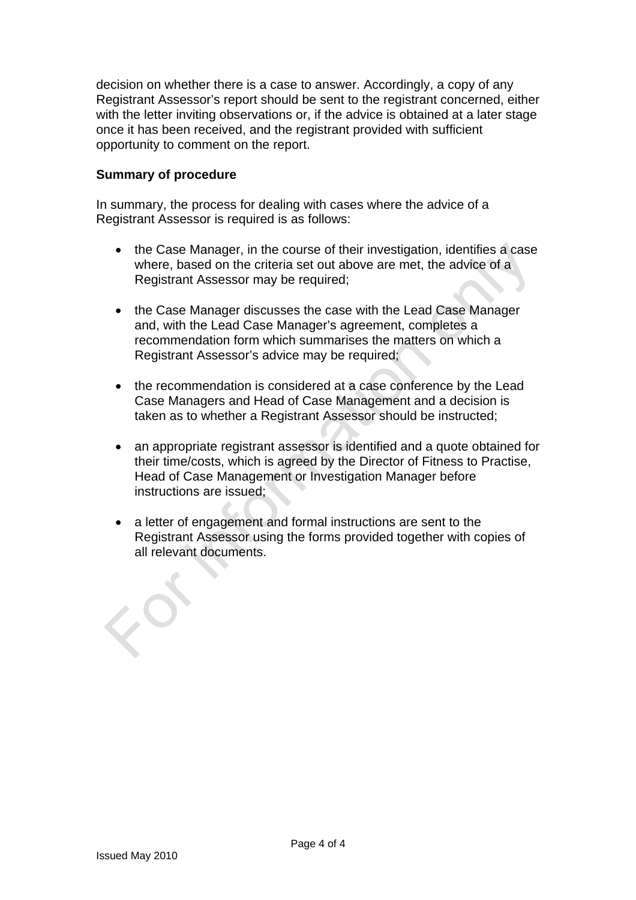decision on whether there is a case to answer. Accordingly, a copy of any Registrant Assessor's report should be sent to the registrant concerned, either with the letter inviting observations or, if the advice is obtained at a later stage once it has been received, and the registrant provided with sufficient opportunity to comment on the report.

**Summary of procedure**

In summary, the process for dealing with cases where the advice of a Registrant Assessor is required is as follows:

- the Case Manager, in the course of their investigation, identifies a case where, based on the criteria set out above are met, the advice of a Registrant Assessor may be required;

- the Case Manager discusses the case with the Lead Case Manager and, with the Lead Case Manager's agreement, completes a recommendation form which summarises the matters on which a Registrant Assessor's advice may be required;

- the recommendation is considered at a case conference by the Lead Case Managers and Head of Case Management and a decision is taken as to whether a Registrant Assessor should be instructed;

- an appropriate registrant assessor is identified and a quote obtained for their time/costs, which is agreed by the Director of Fitness to Practise, Head of Case Management or Investigation Manager before instructions are issued;

- a letter of engagement and formal instructions are sent to the Registrant Assessor using the forms provided together with copies of all relevant documents.

Issued May 2010